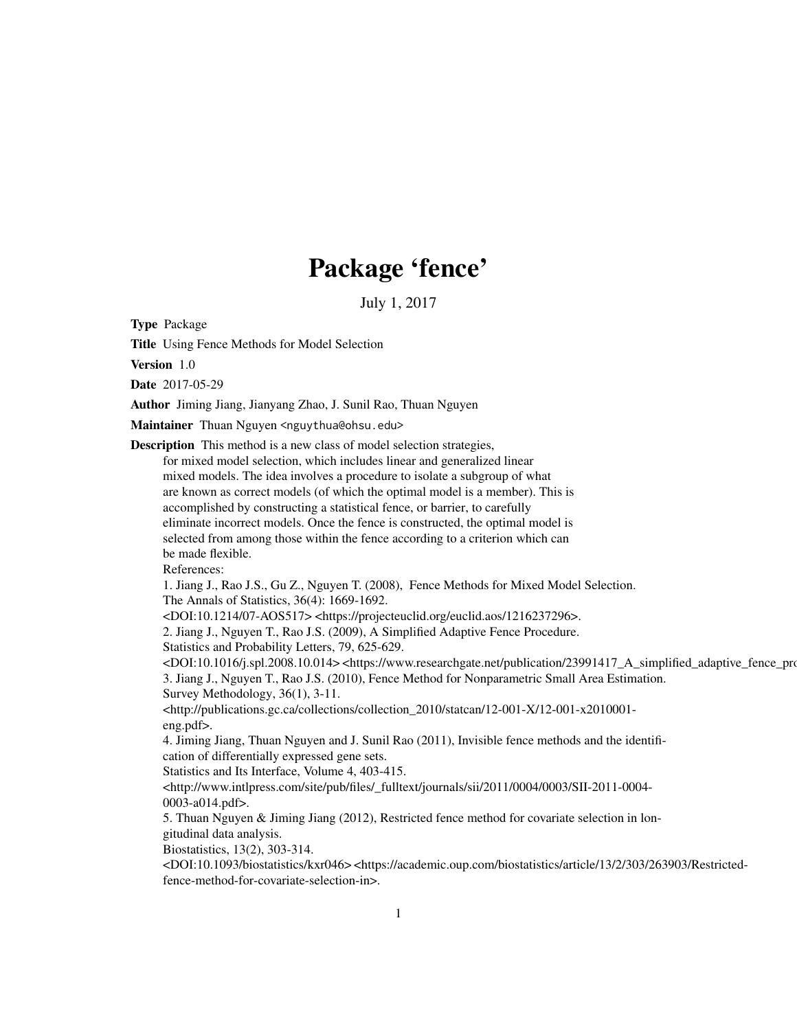# Package 'fence'

July 1, 2017

**Type** Package

**Title** Using Fence Methods for Model Selection

**Version** 1.0

**Date** 2017-05-29

**Author** Jiming Jiang, Jianyang Zhao, J. Sunil Rao, Thuan Nguyen

**Maintainer** Thuan Nguyen <nguythua@ohsu.edu>

**Description** This method is a new class of model selection strategies, for mixed model selection, which includes linear and generalized linear mixed models. The idea involves a procedure to isolate a subgroup of what are known as correct models (of which the optimal model is a member). This is accomplished by constructing a statistical fence, or barrier, to carefully eliminate incorrect models. Once the fence is constructed, the optimal model is selected from among those within the fence according to a criterion which can be made flexible.

References:

1. Jiang J., Rao J.S., Gu Z., Nguyen T. (2008), Fence Methods for Mixed Model Selection. The Annals of Statistics, 36(4): 1669-1692. <DOI:10.1214/07-AOS517> <https://projecteuclid.org/euclid.aos/1216237296>.
2. Jiang J., Nguyen T., Rao J.S. (2009), A Simplified Adaptive Fence Procedure. Statistics and Probability Letters, 79, 625-629. <DOI:10.1016/j.spl.2008.10.014> <https://www.researchgate.net/publication/23991417_A_simplified_adaptive_fence_pro
3. Jiang J., Nguyen T., Rao J.S. (2010), Fence Method for Nonparametric Small Area Estimation. Survey Methodology, 36(1), 3-11. <http://publications.gc.ca/collections/collection_2010/statcan/12-001-X/12-001-x2010001-eng.pdf>.
4. Jiming Jiang, Thuan Nguyen and J. Sunil Rao (2011), Invisible fence methods and the identification of differentially expressed gene sets. Statistics and Its Interface, Volume 4, 403-415. <http://www.intlpress.com/site/pub/files/_fulltext/journals/sii/2011/0004/0003/SII-2011-0004-0003-a014.pdf>.
5. Thuan Nguyen & Jiming Jiang (2012), Restricted fence method for covariate selection in longitudinal data analysis. Biostatistics, 13(2), 303-314. <DOI:10.1093/biostatistics/kxr046> <https://academic.oup.com/biostatistics/article/13/2/303/263903/Restricted-fence-method-for-covariate-selection-in>.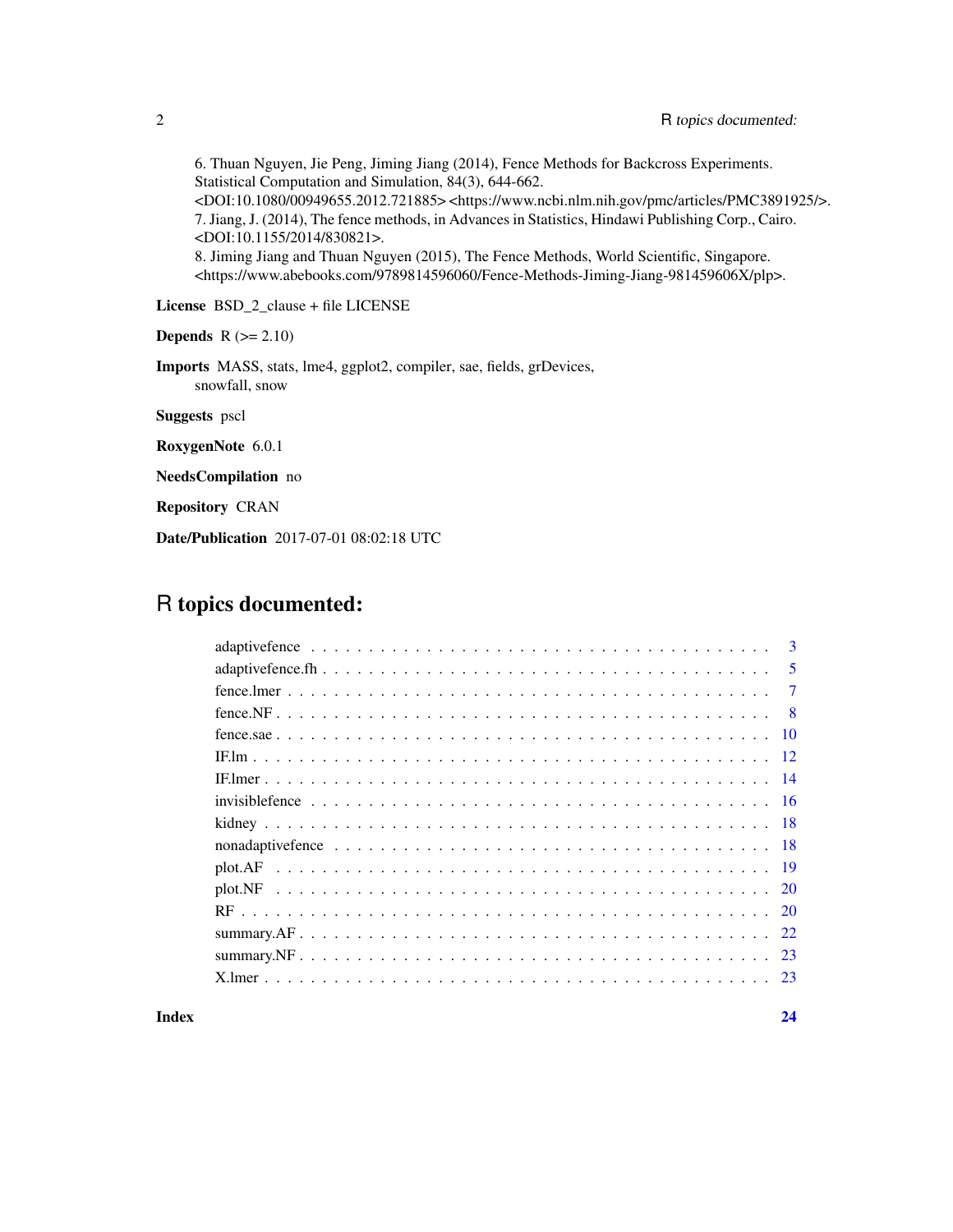6. Thuan Nguyen, Jie Peng, Jiming Jiang (2014), Fence Methods for Backcross Experiments. Statistical Computation and Simulation, 84(3), 644-662. <DOI:10.1080/00949655.2012.721885> <https://www.ncbi.nlm.nih.gov/pmc/articles/PMC3891925/>.
7. Jiang, J. (2014), The fence methods, in Advances in Statistics, Hindawi Publishing Corp., Cairo. <DOI:10.1155/2014/830821>.
8. Jiming Jiang and Thuan Nguyen (2015), The Fence Methods, World Scientific, Singapore. <https://www.abebooks.com/9789814596060/Fence-Methods-Jiming-Jiang-981459606X/plp>.

**License** BSD_2_clause + file LICENSE

**Depends** R (>= 2.10)

**Imports** MASS, stats, lme4, ggplot2, compiler, sae, fields, grDevices, snowfall, snow

**Suggests** pscl

**RoxygenNote** 6.0.1

**NeedsCompilation** no

**Repository** CRAN

**Date/Publication** 2017-07-01 08:02:18 UTC

# R topics documented:

| | |
|---|---|
| adaptivefence | 3 |
| adaptivefence.fh | 5 |
| fence.lmer | 7 |
| fence.NF | 8 |
| fence.sae | 10 |
| IF.lm | 12 |
| IF.lmer | 14 |
| invisiblefence | 16 |
| kidney | 18 |
| nonadaptivefence | 18 |
| plot.AF | 19 |
| plot.NF | 20 |
| RF | 20 |
| summary.AF | 22 |
| summary.NF | 23 |
| X.lmer | 23 |

**Index** **24**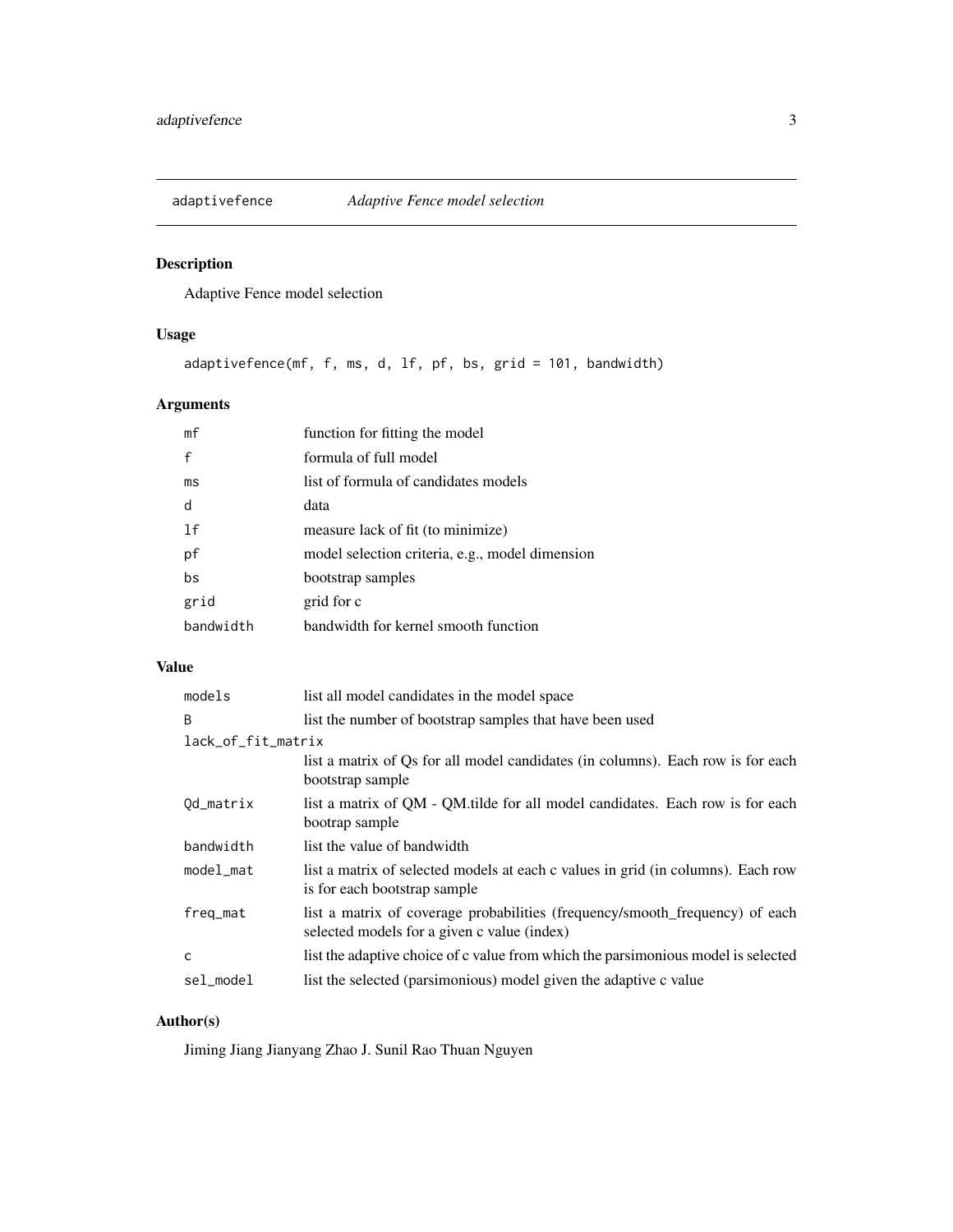# adaptivefence *Adaptive Fence model selection*

## Description

Adaptive Fence model selection

## Usage

```
adaptivefence(mf, f, ms, d, lf, pf, bs, grid = 101, bandwidth)
```

## Arguments

| | |
|---|---|
| `mf` | function for fitting the model |
| `f` | formula of full model |
| `ms` | list of formula of candidates models |
| `d` | data |
| `lf` | measure lack of fit (to minimize) |
| `pf` | model selection criteria, e.g., model dimension |
| `bs` | bootstrap samples |
| `grid` | grid for c |
| `bandwidth` | bandwidth for kernel smooth function |

## Value

| | |
|---|---|
| `models` | list all model candidates in the model space |
| `B` | list the number of bootstrap samples that have been used |
| `lack_of_fit_matrix` | list a matrix of Qs for all model candidates (in columns). Each row is for each bootstrap sample |
| `Qd_matrix` | list a matrix of QM - QM.tilde for all model candidates. Each row is for each bootrap sample |
| `bandwidth` | list the value of bandwidth |
| `model_mat` | list a matrix of selected models at each c values in grid (in columns). Each row is for each bootstrap sample |
| `freq_mat` | list a matrix of coverage probabilities (frequency/smooth_frequency) of each selected models for a given c value (index) |
| `c` | list the adaptive choice of c value from which the parsimonious model is selected |
| `sel_model` | list the selected (parsimonious) model given the adaptive c value |

## Author(s)

Jiming Jiang Jianyang Zhao J. Sunil Rao Thuan Nguyen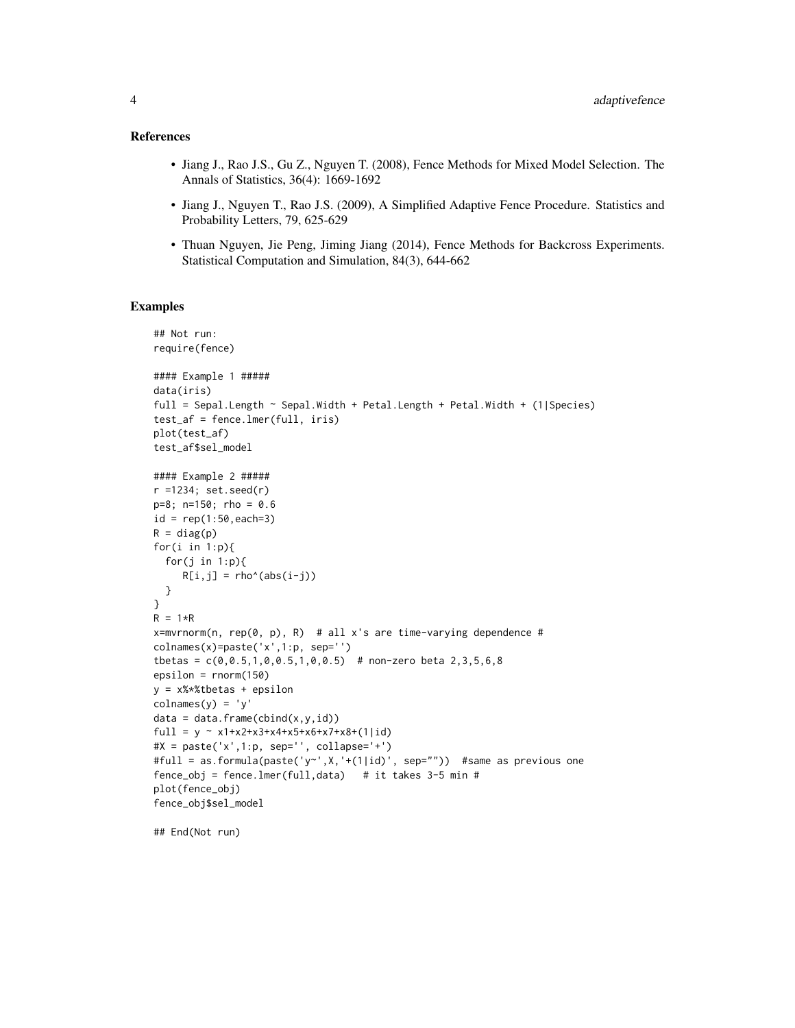## References

- Jiang J., Rao J.S., Gu Z., Nguyen T. (2008), Fence Methods for Mixed Model Selection. The Annals of Statistics, 36(4): 1669-1692
- Jiang J., Nguyen T., Rao J.S. (2009), A Simplified Adaptive Fence Procedure. Statistics and Probability Letters, 79, 625-629
- Thuan Nguyen, Jie Peng, Jiming Jiang (2014), Fence Methods for Backcross Experiments. Statistical Computation and Simulation, 84(3), 644-662

## Examples

```
## Not run:
require(fence)

#### Example 1 #####
data(iris)
full = Sepal.Length ~ Sepal.Width + Petal.Length + Petal.Width + (1|Species)
test_af = fence.lmer(full, iris)
plot(test_af)
test_af$sel_model

#### Example 2 #####
r =1234; set.seed(r)
p=8; n=150; rho = 0.6
id = rep(1:50,each=3)
R = diag(p)
for(i in 1:p){
  for(j in 1:p){
     R[i,j] = rho^(abs(i-j))
  }
}
R = 1*R
x=mvrnorm(n, rep(0, p), R)  # all x's are time-varying dependence #
colnames(x)=paste('x',1:p, sep='')
tbetas = c(0,0.5,1,0,0.5,1,0,0.5)  # non-zero beta 2,3,5,6,8
epsilon = rnorm(150)
y = x%*%tbetas + epsilon
colnames(y) = 'y'
data = data.frame(cbind(x,y,id))
full = y ~ x1+x2+x3+x4+x5+x6+x7+x8+(1|id)
#X = paste('x',1:p, sep='', collapse='+')
#full = as.formula(paste('y~',X,'+(1|id)', sep=""))  #same as previous one
fence_obj = fence.lmer(full,data)   # it takes 3-5 min #
plot(fence_obj)
fence_obj$sel_model

## End(Not run)
```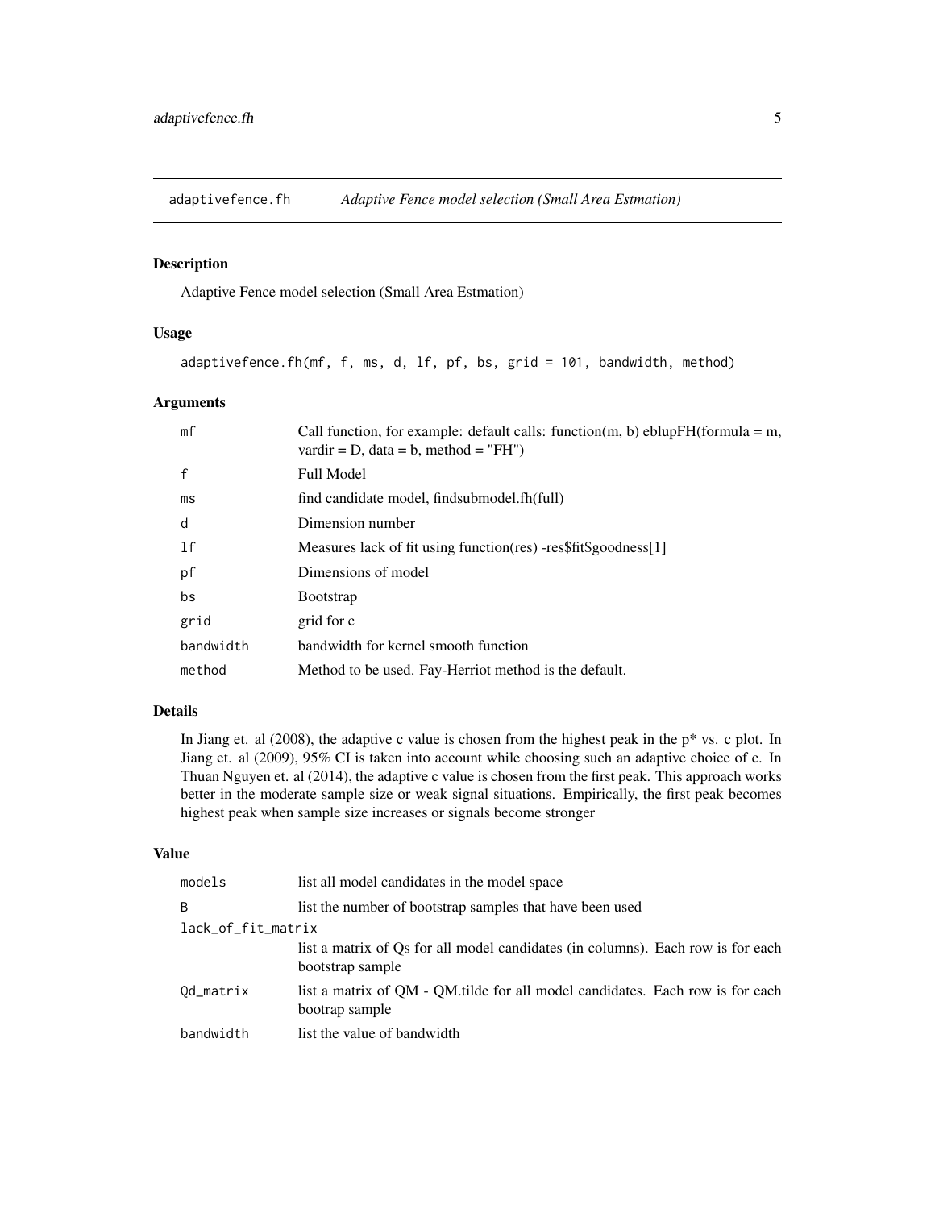# adaptivefence.fh — *Adaptive Fence model selection (Small Area Estmation)*

## Description

Adaptive Fence model selection (Small Area Estmation)

## Usage

```
adaptivefence.fh(mf, f, ms, d, lf, pf, bs, grid = 101, bandwidth, method)
```

## Arguments

| Argument | Description |
|---|---|
| `mf` | Call function, for example: default calls: function(m, b) eblupFH(formula = m, vardir = D, data = b, method = "FH") |
| `f` | Full Model |
| `ms` | find candidate model, findsubmodel.fh(full) |
| `d` | Dimension number |
| `lf` | Measures lack of fit using function(res) -res$fit$goodness[1] |
| `pf` | Dimensions of model |
| `bs` | Bootstrap |
| `grid` | grid for c |
| `bandwidth` | bandwidth for kernel smooth function |
| `method` | Method to be used. Fay-Herriot method is the default. |

## Details

In Jiang et. al (2008), the adaptive c value is chosen from the highest peak in the p* vs. c plot. In Jiang et. al (2009), 95% CI is taken into account while choosing such an adaptive choice of c. In Thuan Nguyen et. al (2014), the adaptive c value is chosen from the first peak. This approach works better in the moderate sample size or weak signal situations. Empirically, the first peak becomes highest peak when sample size increases or signals become stronger

## Value

| Value | Description |
|---|---|
| `models` | list all model candidates in the model space |
| `B` | list the number of bootstrap samples that have been used |
| `lack_of_fit_matrix` | list a matrix of Qs for all model candidates (in columns). Each row is for each bootstrap sample |
| `Qd_matrix` | list a matrix of QM - QM.tilde for all model candidates. Each row is for each bootrap sample |
| `bandwidth` | list the value of bandwidth |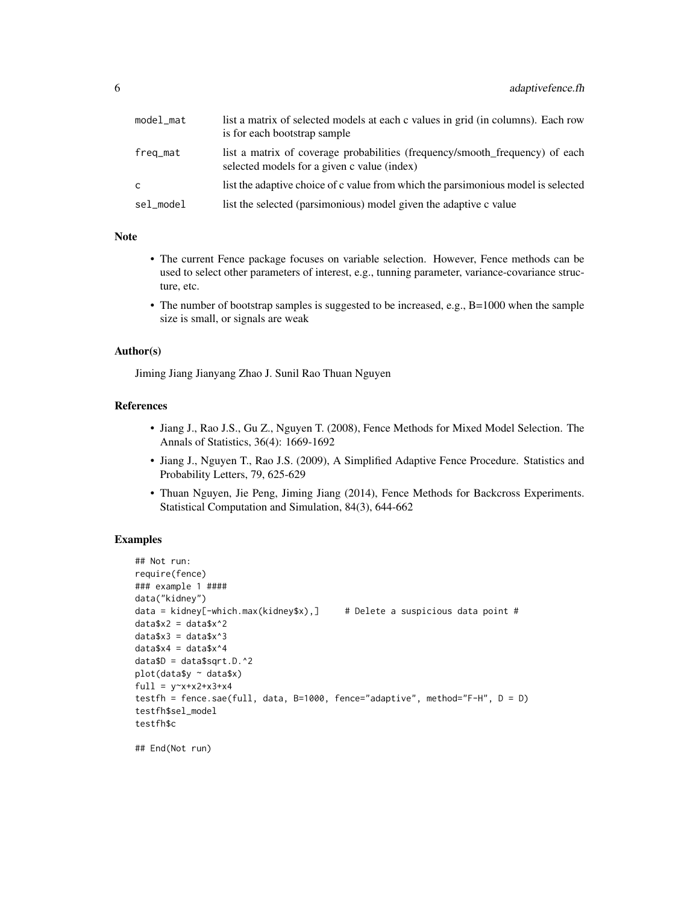| | |
|---|---|
| model_mat | list a matrix of selected models at each c values in grid (in columns). Each row is for each bootstrap sample |
| freq_mat | list a matrix of coverage probabilities (frequency/smooth_frequency) of each selected models for a given c value (index) |
| c | list the adaptive choice of c value from which the parsimonious model is selected |
| sel_model | list the selected (parsimonious) model given the adaptive c value |

## Note

- The current Fence package focuses on variable selection. However, Fence methods can be used to select other parameters of interest, e.g., tunning parameter, variance-covariance structure, etc.
- The number of bootstrap samples is suggested to be increased, e.g., B=1000 when the sample size is small, or signals are weak

## Author(s)

Jiming Jiang Jianyang Zhao J. Sunil Rao Thuan Nguyen

## References

- Jiang J., Rao J.S., Gu Z., Nguyen T. (2008), Fence Methods for Mixed Model Selection. The Annals of Statistics, 36(4): 1669-1692
- Jiang J., Nguyen T., Rao J.S. (2009), A Simplified Adaptive Fence Procedure. Statistics and Probability Letters, 79, 625-629
- Thuan Nguyen, Jie Peng, Jiming Jiang (2014), Fence Methods for Backcross Experiments. Statistical Computation and Simulation, 84(3), 644-662

## Examples

```
## Not run:
require(fence)
### example 1 ####
data("kidney")
data = kidney[-which.max(kidney$x),]     # Delete a suspicious data point #
data$x2 = data$x^2
data$x3 = data$x^3
data$x4 = data$x^4
data$D = data$sqrt.D.^2
plot(data$y ~ data$x)
full = y~x+x2+x3+x4
testfh = fence.sae(full, data, B=1000, fence="adaptive", method="F-H", D = D)
testfh$sel_model
testfh$c

## End(Not run)
```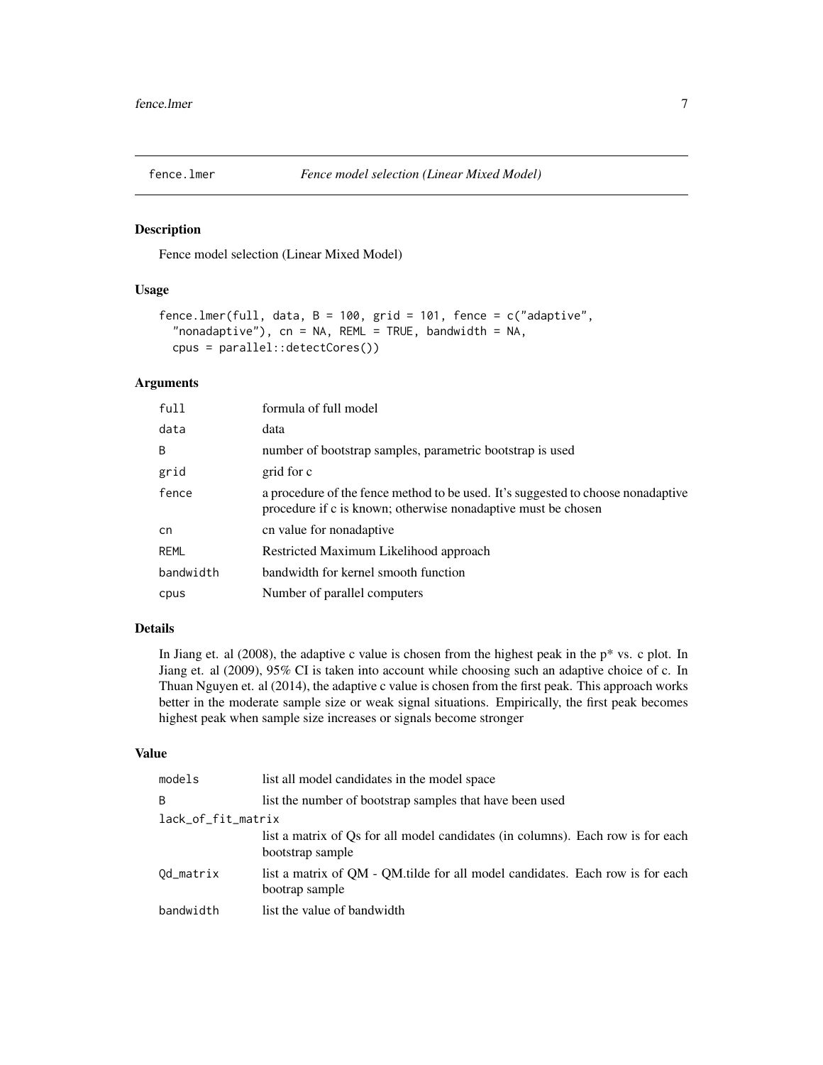## fence.lmer — *Fence model selection (Linear Mixed Model)*

### Description

Fence model selection (Linear Mixed Model)

### Usage

```
fence.lmer(full, data, B = 100, grid = 101, fence = c("adaptive",
  "nonadaptive"), cn = NA, REML = TRUE, bandwidth = NA,
  cpus = parallel::detectCores())
```

### Arguments

| | |
|---|---|
| `full` | formula of full model |
| `data` | data |
| `B` | number of bootstrap samples, parametric bootstrap is used |
| `grid` | grid for c |
| `fence` | a procedure of the fence method to be used. It's suggested to choose nonadaptive procedure if c is known; otherwise nonadaptive must be chosen |
| `cn` | cn value for nonadaptive |
| `REML` | Restricted Maximum Likelihood approach |
| `bandwidth` | bandwidth for kernel smooth function |
| `cpus` | Number of parallel computers |

### Details

In Jiang et. al (2008), the adaptive c value is chosen from the highest peak in the p* vs. c plot. In Jiang et. al (2009), 95% CI is taken into account while choosing such an adaptive choice of c. In Thuan Nguyen et. al (2014), the adaptive c value is chosen from the first peak. This approach works better in the moderate sample size or weak signal situations. Empirically, the first peak becomes highest peak when sample size increases or signals become stronger

### Value

| | |
|---|---|
| `models` | list all model candidates in the model space |
| `B` | list the number of bootstrap samples that have been used |
| `lack_of_fit_matrix` | list a matrix of Qs for all model candidates (in columns). Each row is for each bootstrap sample |
| `Qd_matrix` | list a matrix of QM - QM.tilde for all model candidates. Each row is for each bootrap sample |
| `bandwidth` | list the value of bandwidth |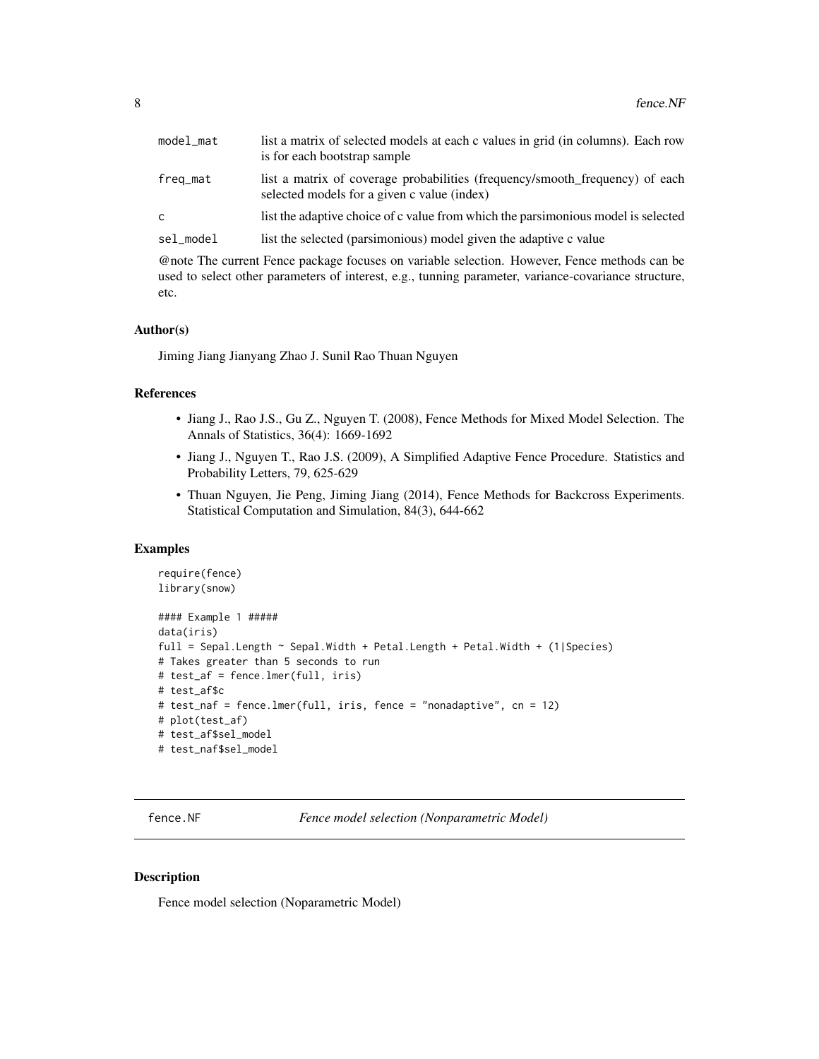| | |
|---|---|
| model_mat | list a matrix of selected models at each c values in grid (in columns). Each row is for each bootstrap sample |
| freq_mat | list a matrix of coverage probabilities (frequency/smooth_frequency) of each selected models for a given c value (index) |
| c | list the adaptive choice of c value from which the parsimonious model is selected |
| sel_model | list the selected (parsimonious) model given the adaptive c value |

@note The current Fence package focuses on variable selection. However, Fence methods can be used to select other parameters of interest, e.g., tunning parameter, variance-covariance structure, etc.

### Author(s)

Jiming Jiang Jianyang Zhao J. Sunil Rao Thuan Nguyen

### References

- Jiang J., Rao J.S., Gu Z., Nguyen T. (2008), Fence Methods for Mixed Model Selection. The Annals of Statistics, 36(4): 1669-1692
- Jiang J., Nguyen T., Rao J.S. (2009), A Simplified Adaptive Fence Procedure. Statistics and Probability Letters, 79, 625-629
- Thuan Nguyen, Jie Peng, Jiming Jiang (2014), Fence Methods for Backcross Experiments. Statistical Computation and Simulation, 84(3), 644-662

### Examples

```
require(fence)
library(snow)

#### Example 1 #####
data(iris)
full = Sepal.Length ~ Sepal.Width + Petal.Length + Petal.Width + (1|Species)
# Takes greater than 5 seconds to run
# test_af = fence.lmer(full, iris)
# test_af$c
# test_naf = fence.lmer(full, iris, fence = "nonadaptive", cn = 12)
# plot(test_af)
# test_af$sel_model
# test_naf$sel_model
```

## fence.NF — *Fence model selection (Nonparametric Model)*

### Description

Fence model selection (Noparametric Model)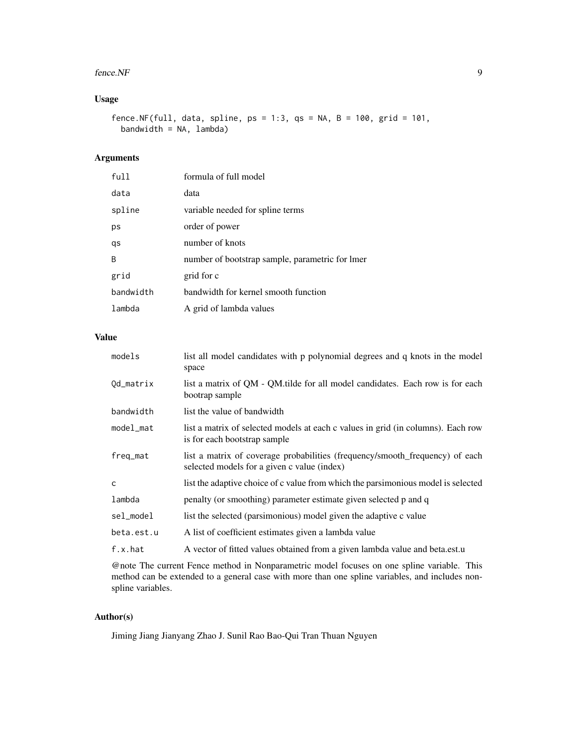### Usage

```
fence.NF(full, data, spline, ps = 1:3, qs = NA, B = 100, grid = 101,
  bandwidth = NA, lambda)
```

### Arguments

| | |
|---|---|
| full | formula of full model |
| data | data |
| spline | variable needed for spline terms |
| ps | order of power |
| qs | number of knots |
| B | number of bootstrap sample, parametric for lmer |
| grid | grid for c |
| bandwidth | bandwidth for kernel smooth function |
| lambda | A grid of lambda values |

### Value

| | |
|---|---|
| models | list all model candidates with p polynomial degrees and q knots in the model space |
| Qd_matrix | list a matrix of QM - QM.tilde for all model candidates. Each row is for each bootrap sample |
| bandwidth | list the value of bandwidth |
| model_mat | list a matrix of selected models at each c values in grid (in columns). Each row is for each bootstrap sample |
| freq_mat | list a matrix of coverage probabilities (frequency/smooth_frequency) of each selected models for a given c value (index) |
| c | list the adaptive choice of c value from which the parsimonious model is selected |
| lambda | penalty (or smoothing) parameter estimate given selected p and q |
| sel_model | list the selected (parsimonious) model given the adaptive c value |
| beta.est.u | A list of coefficient estimates given a lambda value |
| f.x.hat | A vector of fitted values obtained from a given lambda value and beta.est.u |

@note The current Fence method in Nonparametric model focuses on one spline variable. This method can be extended to a general case with more than one spline variables, and includes non-spline variables.

### Author(s)

Jiming Jiang Jianyang Zhao J. Sunil Rao Bao-Qui Tran Thuan Nguyen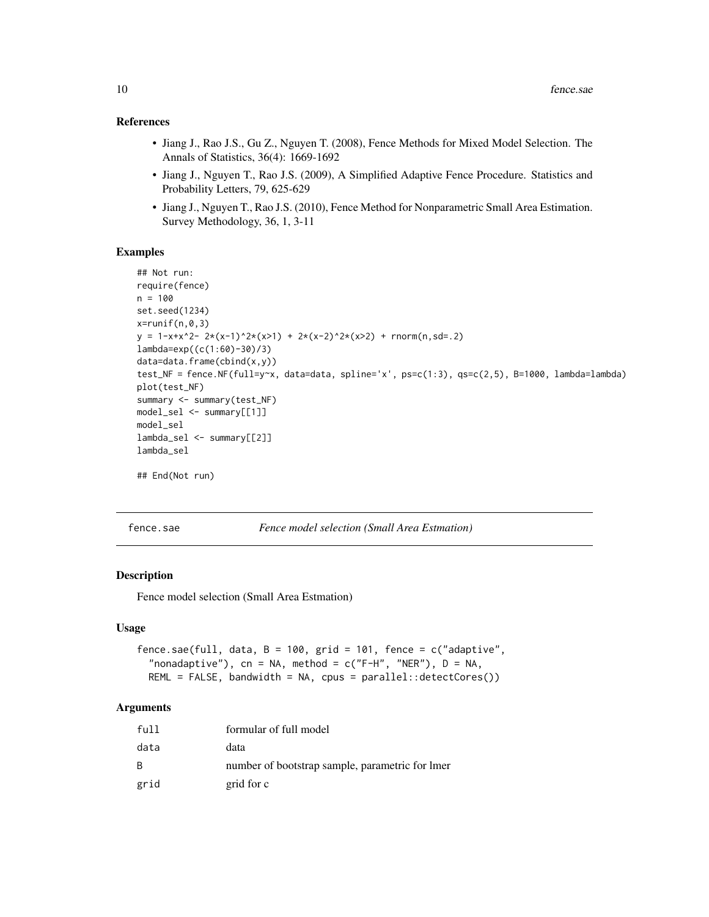### References

- Jiang J., Rao J.S., Gu Z., Nguyen T. (2008), Fence Methods for Mixed Model Selection. The Annals of Statistics, 36(4): 1669-1692
- Jiang J., Nguyen T., Rao J.S. (2009), A Simplified Adaptive Fence Procedure. Statistics and Probability Letters, 79, 625-629
- Jiang J., Nguyen T., Rao J.S. (2010), Fence Method for Nonparametric Small Area Estimation. Survey Methodology, 36, 1, 3-11

### Examples

```
## Not run:
require(fence)
n = 100
set.seed(1234)
x=runif(n,0,3)
y = 1-x+x^2- 2*(x-1)^2*(x>1) + 2*(x-2)^2*(x>2) + rnorm(n,sd=.2)
lambda=exp((c(1:60)-30)/3)
data=data.frame(cbind(x,y))
test_NF = fence.NF(full=y~x, data=data, spline='x', ps=c(1:3), qs=c(2,5), B=1000, lambda=lambda)
plot(test_NF)
summary <- summary(test_NF)
model_sel <- summary[[1]]
model_sel
lambda_sel <- summary[[2]]
lambda_sel

## End(Not run)
```

---

## fence.sae — *Fence model selection (Small Area Estmation)*

### Description

Fence model selection (Small Area Estmation)

### Usage

```
fence.sae(full, data, B = 100, grid = 101, fence = c("adaptive",
  "nonadaptive"), cn = NA, method = c("F-H", "NER"), D = NA,
  REML = FALSE, bandwidth = NA, cpus = parallel::detectCores())
```

### Arguments

| | |
|---|---|
| full | formular of full model |
| data | data |
| B | number of bootstrap sample, parametric for lmer |
| grid | grid for c |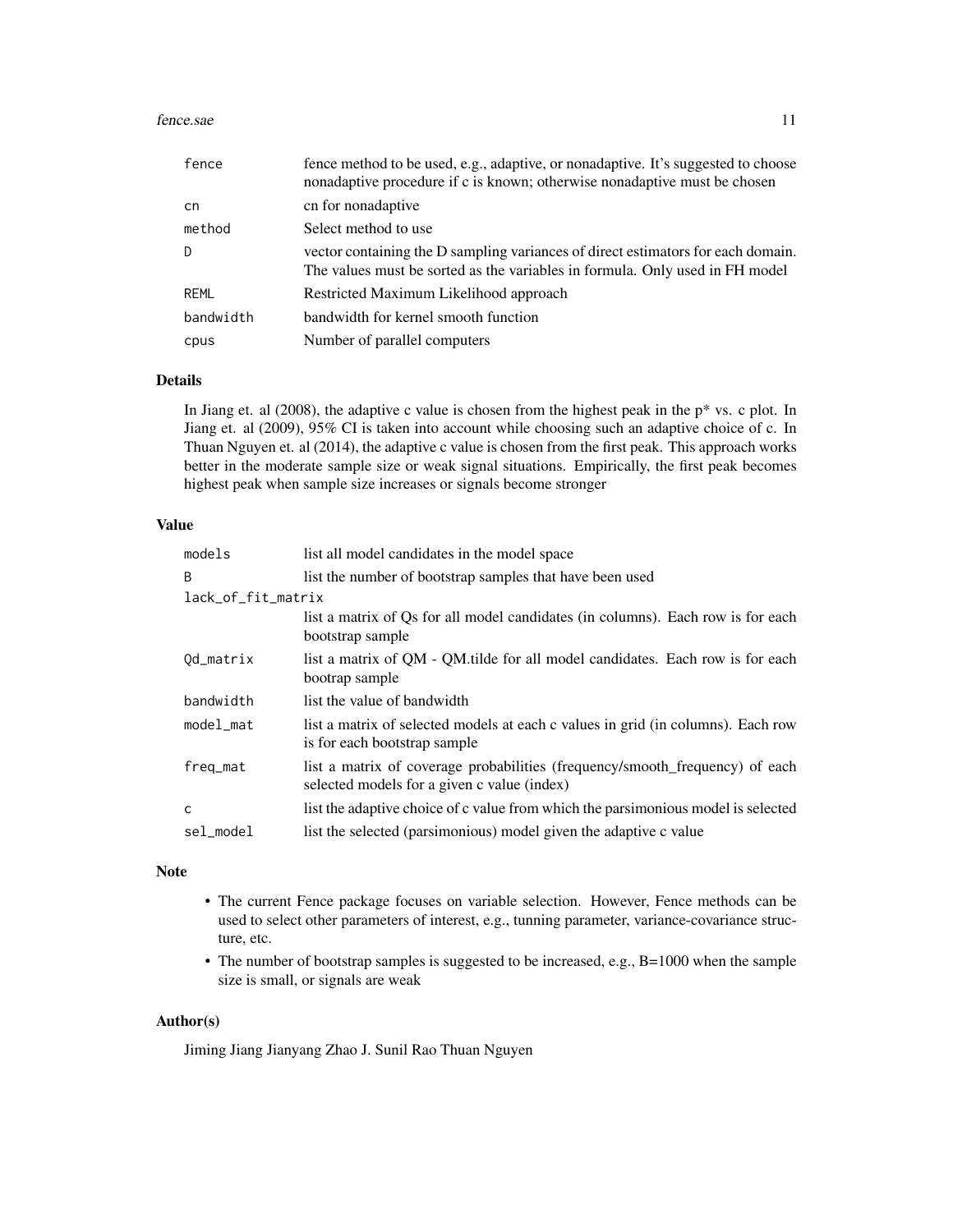| | |
|---|---|
| fence | fence method to be used, e.g., adaptive, or nonadaptive. It's suggested to choose nonadaptive procedure if c is known; otherwise nonadaptive must be chosen |
| cn | cn for nonadaptive |
| method | Select method to use |
| D | vector containing the D sampling variances of direct estimators for each domain. The values must be sorted as the variables in formula. Only used in FH model |
| REML | Restricted Maximum Likelihood approach |
| bandwidth | bandwidth for kernel smooth function |
| cpus | Number of parallel computers |

## Details

In Jiang et. al (2008), the adaptive c value is chosen from the highest peak in the p* vs. c plot. In Jiang et. al (2009), 95% CI is taken into account while choosing such an adaptive choice of c. In Thuan Nguyen et. al (2014), the adaptive c value is chosen from the first peak. This approach works better in the moderate sample size or weak signal situations. Empirically, the first peak becomes highest peak when sample size increases or signals become stronger

## Value

| | |
|---|---|
| models | list all model candidates in the model space |
| B | list the number of bootstrap samples that have been used |
| lack_of_fit_matrix | list a matrix of Qs for all model candidates (in columns). Each row is for each bootstrap sample |
| Qd_matrix | list a matrix of QM - QM.tilde for all model candidates. Each row is for each bootrap sample |
| bandwidth | list the value of bandwidth |
| model_mat | list a matrix of selected models at each c values in grid (in columns). Each row is for each bootstrap sample |
| freq_mat | list a matrix of coverage probabilities (frequency/smooth_frequency) of each selected models for a given c value (index) |
| c | list the adaptive choice of c value from which the parsimonious model is selected |
| sel_model | list the selected (parsimonious) model given the adaptive c value |

## Note

- The current Fence package focuses on variable selection. However, Fence methods can be used to select other parameters of interest, e.g., tunning parameter, variance-covariance structure, etc.
- The number of bootstrap samples is suggested to be increased, e.g., B=1000 when the sample size is small, or signals are weak

## Author(s)

Jiming Jiang Jianyang Zhao J. Sunil Rao Thuan Nguyen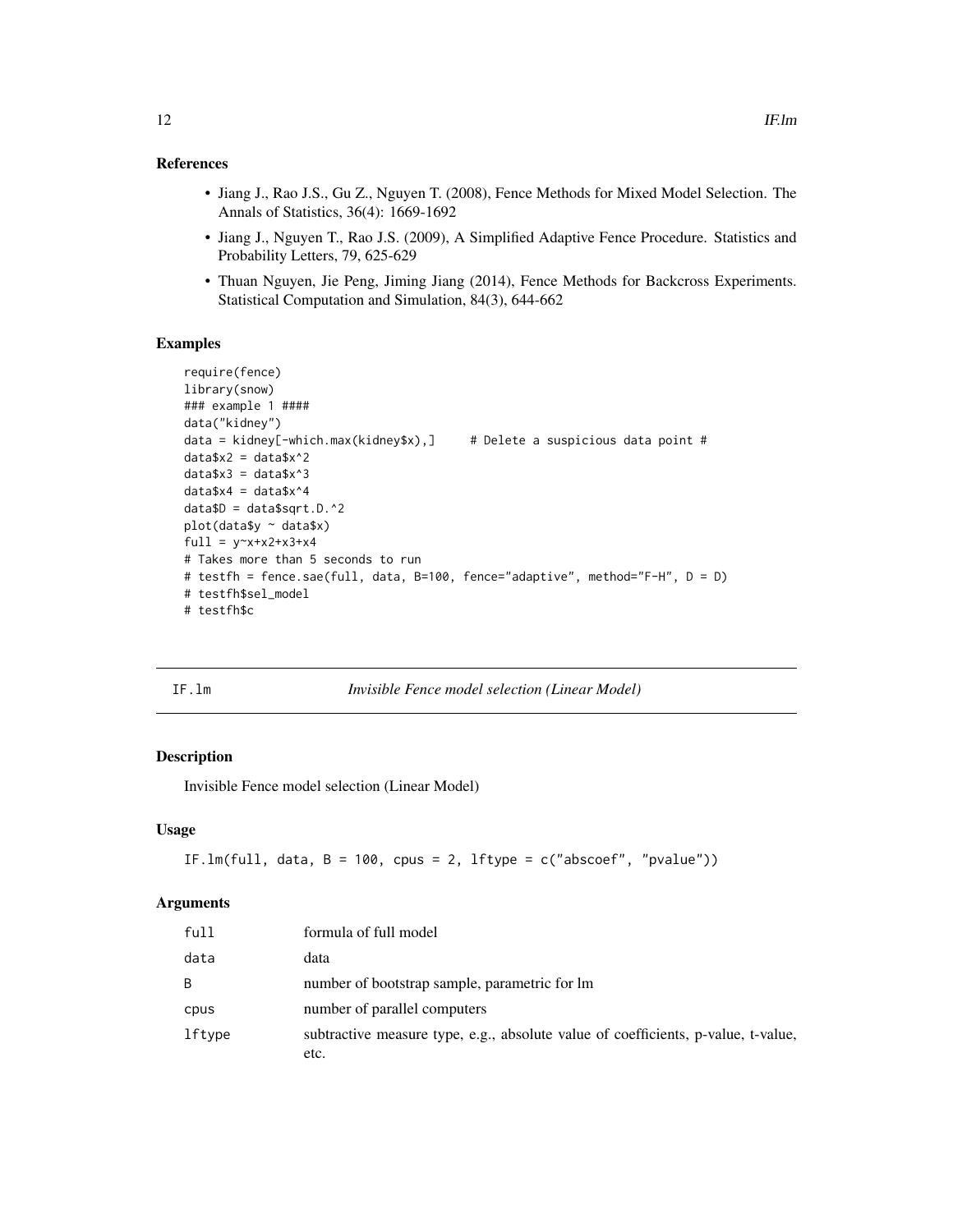### References

- Jiang J., Rao J.S., Gu Z., Nguyen T. (2008), Fence Methods for Mixed Model Selection. The Annals of Statistics, 36(4): 1669-1692
- Jiang J., Nguyen T., Rao J.S. (2009), A Simplified Adaptive Fence Procedure. Statistics and Probability Letters, 79, 625-629
- Thuan Nguyen, Jie Peng, Jiming Jiang (2014), Fence Methods for Backcross Experiments. Statistical Computation and Simulation, 84(3), 644-662

### Examples

```
require(fence)
library(snow)
### example 1 ####
data("kidney")
data = kidney[-which.max(kidney$x),]     # Delete a suspicious data point #
data$x2 = data$x^2
data$x3 = data$x^3
data$x4 = data$x^4
data$D = data$sqrt.D.^2
plot(data$y ~ data$x)
full = y~x+x2+x3+x4
# Takes more than 5 seconds to run
# testfh = fence.sae(full, data, B=100, fence="adaptive", method="F-H", D = D)
# testfh$sel_model
# testfh$c
```

---

## IF.lm — *Invisible Fence model selection (Linear Model)*

### Description

Invisible Fence model selection (Linear Model)

### Usage

```
IF.lm(full, data, B = 100, cpus = 2, lftype = c("abscoef", "pvalue"))
```

### Arguments

| | |
|---|---|
| full | formula of full model |
| data | data |
| B | number of bootstrap sample, parametric for lm |
| cpus | number of parallel computers |
| lftype | subtractive measure type, e.g., absolute value of coefficients, p-value, t-value, etc. |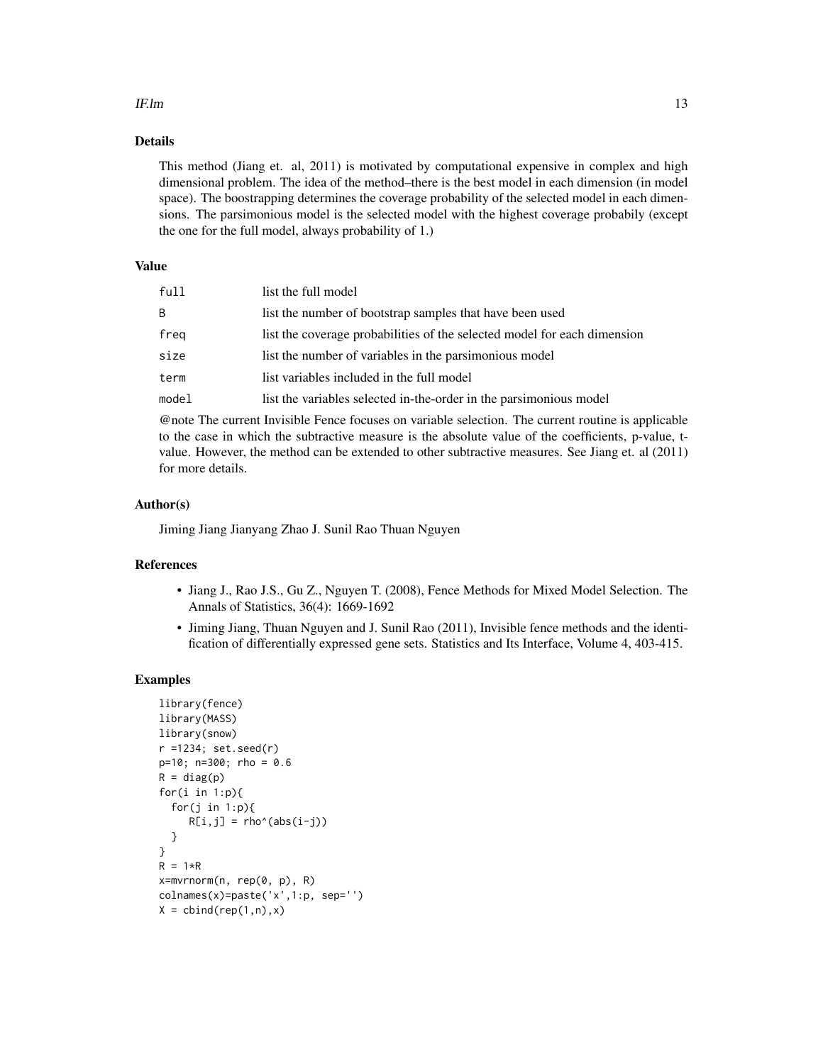## Details

This method (Jiang et. al, 2011) is motivated by computational expensive in complex and high dimensional problem. The idea of the method–there is the best model in each dimension (in model space). The boostrapping determines the coverage probability of the selected model in each dimensions. The parsimonious model is the selected model with the highest coverage probabily (except the one for the full model, always probability of 1.)

## Value

| | |
|---|---|
| `full` | list the full model |
| `B` | list the number of bootstrap samples that have been used |
| `freq` | list the coverage probabilities of the selected model for each dimension |
| `size` | list the number of variables in the parsimonious model |
| `term` | list variables included in the full model |
| `model` | list the variables selected in-the-order in the parsimonious model |

@note The current Invisible Fence focuses on variable selection. The current routine is applicable to the case in which the subtractive measure is the absolute value of the coefficients, p-value, t-value. However, the method can be extended to other subtractive measures. See Jiang et. al (2011) for more details.

## Author(s)

Jiming Jiang Jianyang Zhao J. Sunil Rao Thuan Nguyen

## References

- Jiang J., Rao J.S., Gu Z., Nguyen T. (2008), Fence Methods for Mixed Model Selection. The Annals of Statistics, 36(4): 1669-1692
- Jiming Jiang, Thuan Nguyen and J. Sunil Rao (2011), Invisible fence methods and the identification of differentially expressed gene sets. Statistics and Its Interface, Volume 4, 403-415.

## Examples

```
library(fence)
library(MASS)
library(snow)
r =1234; set.seed(r)
p=10; n=300; rho = 0.6
R = diag(p)
for(i in 1:p){
  for(j in 1:p){
     R[i,j] = rho^(abs(i-j))
  }
}
R = 1*R
x=mvrnorm(n, rep(0, p), R)
colnames(x)=paste('x',1:p, sep='')
X = cbind(rep(1,n),x)
```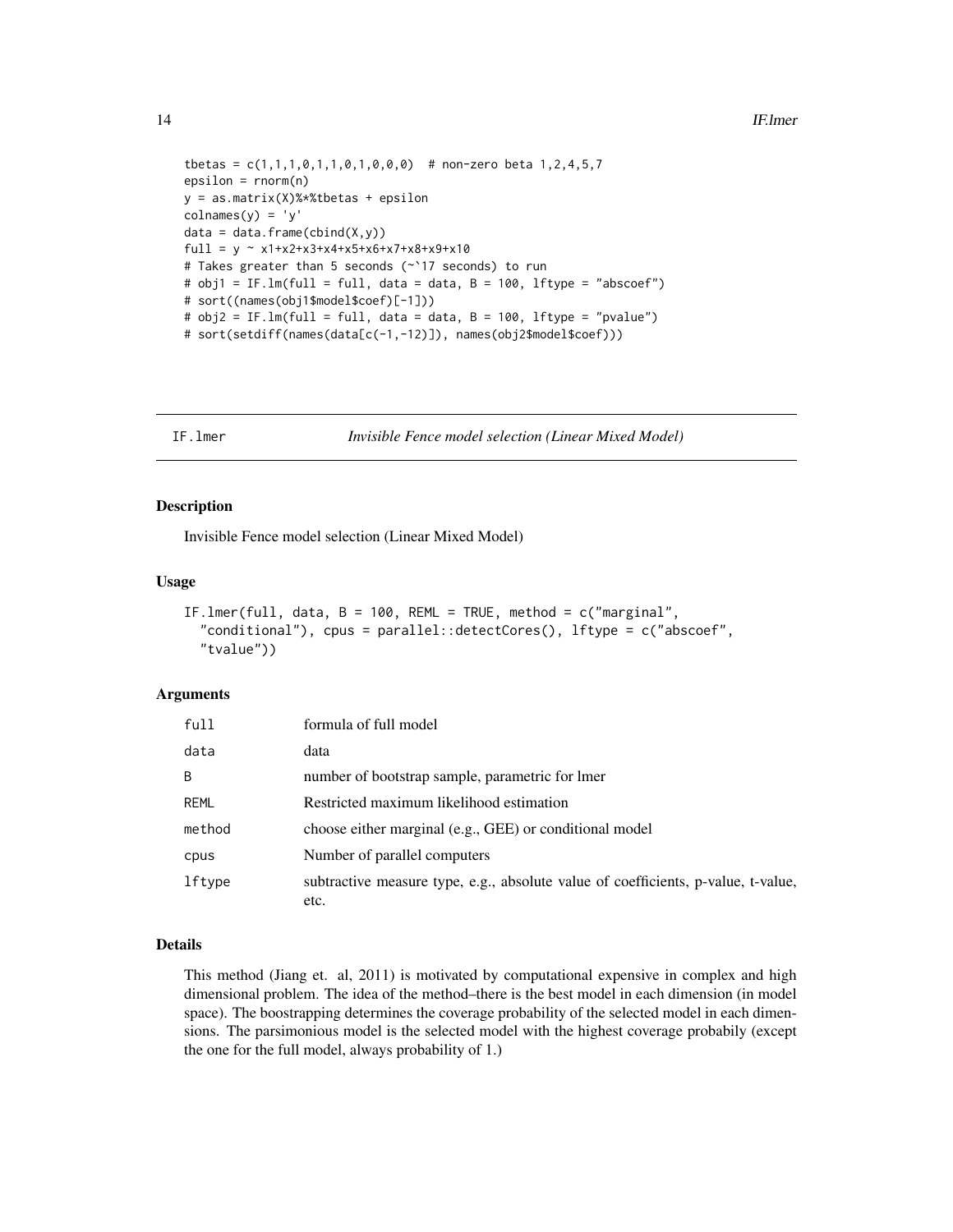```
tbetas = c(1,1,1,0,1,1,0,1,0,0,0)  # non-zero beta 1,2,4,5,7
epsilon = rnorm(n)
y = as.matrix(X)%*%tbetas + epsilon
colnames(y) = 'y'
data = data.frame(cbind(X,y))
full = y ~ x1+x2+x3+x4+x5+x6+x7+x8+x9+x10
# Takes greater than 5 seconds (~`17 seconds) to run
# obj1 = IF.lm(full = full, data = data, B = 100, lftype = "abscoef")
# sort((names(obj1$model$coef)[-1]))
# obj2 = IF.lm(full = full, data = data, B = 100, lftype = "pvalue")
# sort(setdiff(names(data[c(-1,-12)]), names(obj2$model$coef)))
```

## IF.lmer — *Invisible Fence model selection (Linear Mixed Model)*

### Description

Invisible Fence model selection (Linear Mixed Model)

### Usage

```
IF.lmer(full, data, B = 100, REML = TRUE, method = c("marginal",
  "conditional"), cpus = parallel::detectCores(), lftype = c("abscoef",
  "tvalue"))
```

### Arguments

| | |
|---|---|
| full | formula of full model |
| data | data |
| B | number of bootstrap sample, parametric for lmer |
| REML | Restricted maximum likelihood estimation |
| method | choose either marginal (e.g., GEE) or conditional model |
| cpus | Number of parallel computers |
| lftype | subtractive measure type, e.g., absolute value of coefficients, p-value, t-value, etc. |

### Details

This method (Jiang et. al, 2011) is motivated by computational expensive in complex and high dimensional problem. The idea of the method–there is the best model in each dimension (in model space). The boostrapping determines the coverage probability of the selected model in each dimensions. The parsimonious model is the selected model with the highest coverage probabily (except the one for the full model, always probability of 1.)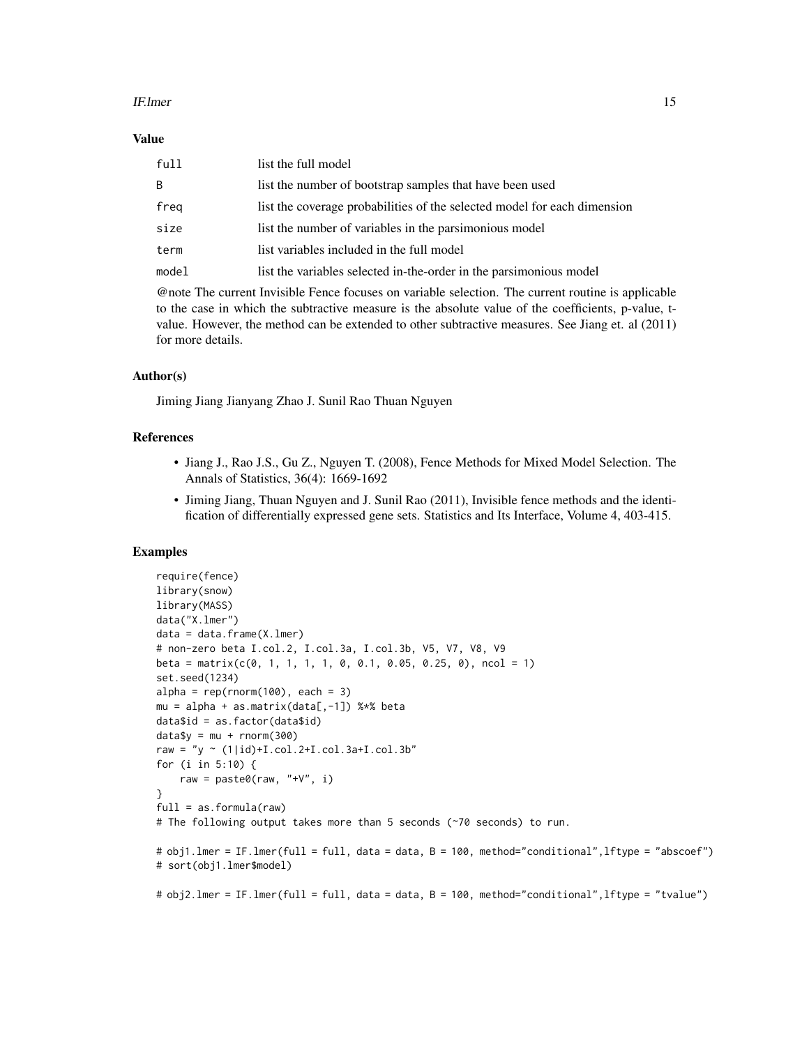## Value

| | |
|---|---|
| full | list the full model |
| B | list the number of bootstrap samples that have been used |
| freq | list the coverage probabilities of the selected model for each dimension |
| size | list the number of variables in the parsimonious model |
| term | list variables included in the full model |
| model | list the variables selected in-the-order in the parsimonious model |

@note The current Invisible Fence focuses on variable selection. The current routine is applicable to the case in which the subtractive measure is the absolute value of the coefficients, p-value, t-value. However, the method can be extended to other subtractive measures. See Jiang et. al (2011) for more details.

## Author(s)

Jiming Jiang Jianyang Zhao J. Sunil Rao Thuan Nguyen

## References

- Jiang J., Rao J.S., Gu Z., Nguyen T. (2008), Fence Methods for Mixed Model Selection. The Annals of Statistics, 36(4): 1669-1692
- Jiming Jiang, Thuan Nguyen and J. Sunil Rao (2011), Invisible fence methods and the identification of differentially expressed gene sets. Statistics and Its Interface, Volume 4, 403-415.

## Examples

```
require(fence)
library(snow)
library(MASS)
data("X.lmer")
data = data.frame(X.lmer)
# non-zero beta I.col.2, I.col.3a, I.col.3b, V5, V7, V8, V9
beta = matrix(c(0, 1, 1, 1, 1, 0, 0.1, 0.05, 0.25, 0), ncol = 1)
set.seed(1234)
alpha = rep(rnorm(100), each = 3)
mu = alpha + as.matrix(data[,-1]) %*% beta
data$id = as.factor(data$id)
data$y = mu + rnorm(300)
raw = "y ~ (1|id)+I.col.2+I.col.3a+I.col.3b"
for (i in 5:10) {
    raw = paste0(raw, "+V", i)
}
full = as.formula(raw)
# The following output takes more than 5 seconds (~70 seconds) to run.

# obj1.lmer = IF.lmer(full = full, data = data, B = 100, method="conditional",lftype = "abscoef")
# sort(obj1.lmer$model)

# obj2.lmer = IF.lmer(full = full, data = data, B = 100, method="conditional",lftype = "tvalue")
```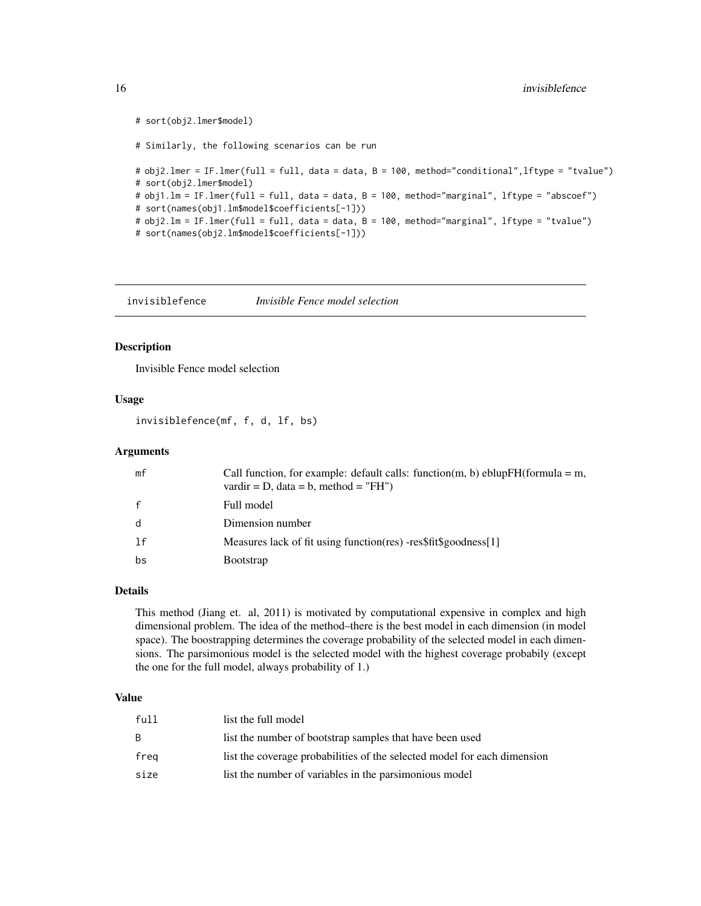```
# sort(obj2.lmer$model)

# Similarly, the following scenarios can be run

# obj2.lmer = IF.lmer(full = full, data = data, B = 100, method="conditional",lftype = "tvalue")
# sort(obj2.lmer$model)
# obj1.lm = IF.lmer(full = full, data = data, B = 100, method="marginal", lftype = "abscoef")
# sort(names(obj1.lm$model$coefficients[-1]))
# obj2.lm = IF.lmer(full = full, data = data, B = 100, method="marginal", lftype = "tvalue")
# sort(names(obj2.lm$model$coefficients[-1]))
```

---

## invisiblefence *Invisible Fence model selection*

---

### Description

Invisible Fence model selection

### Usage

```
invisiblefence(mf, f, d, lf, bs)
```

### Arguments

| | |
|---|---|
| `mf` | Call function, for example: default calls: function(m, b) eblupFH(formula = m, vardir = D, data = b, method = "FH") |
| `f` | Full model |
| `d` | Dimension number |
| `lf` | Measures lack of fit using function(res) -res$fit$goodness[1] |
| `bs` | Bootstrap |

### Details

This method (Jiang et. al, 2011) is motivated by computational expensive in complex and high dimensional problem. The idea of the method–there is the best model in each dimension (in model space). The boostrapping determines the coverage probability of the selected model in each dimensions. The parsimonious model is the selected model with the highest coverage probabily (except the one for the full model, always probability of 1.)

### Value

| | |
|---|---|
| `full` | list the full model |
| `B` | list the number of bootstrap samples that have been used |
| `freq` | list the coverage probabilities of the selected model for each dimension |
| `size` | list the number of variables in the parsimonious model |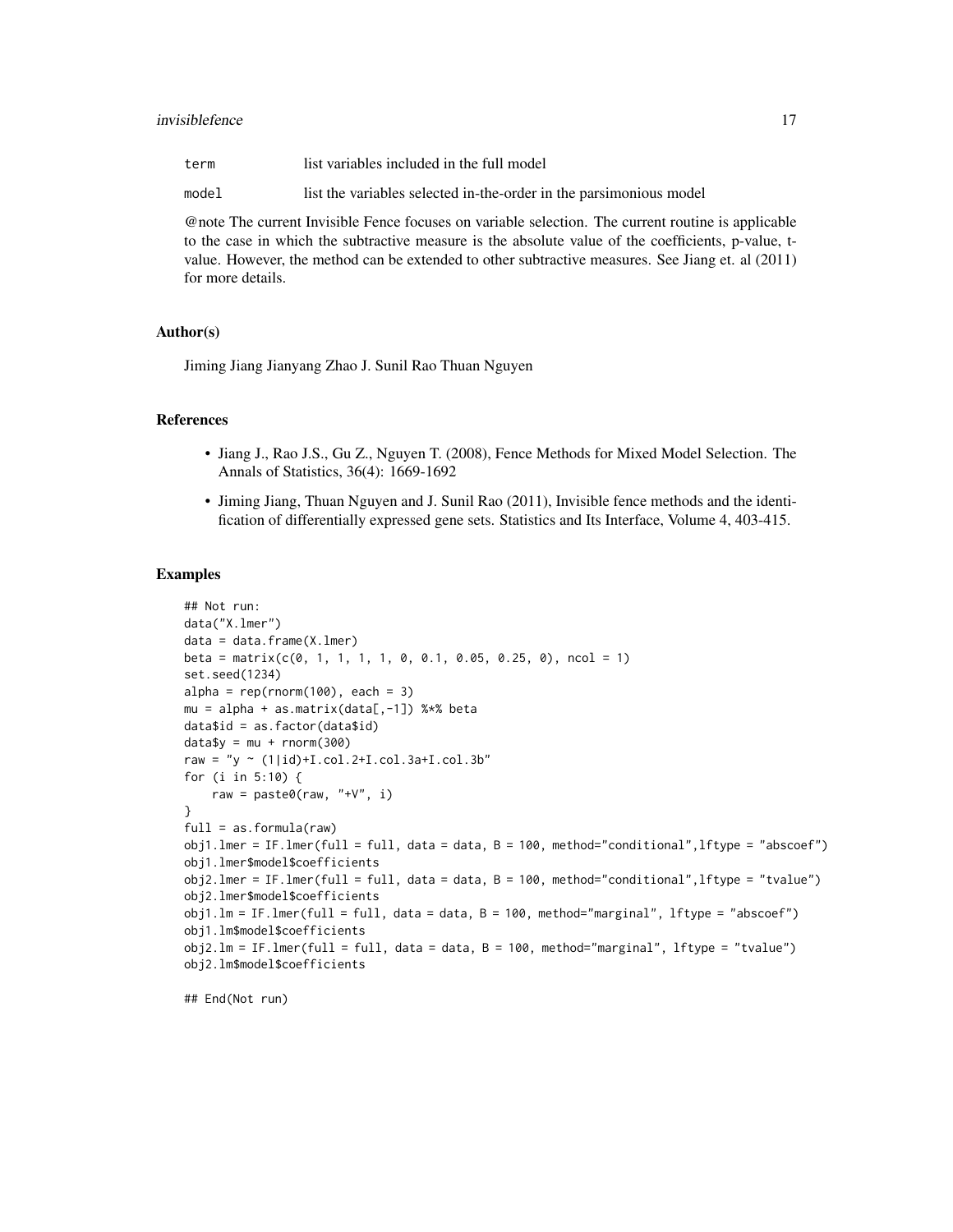| | |
|---|---|
| term | list variables included in the full model |
| model | list the variables selected in-the-order in the parsimonious model |

@note The current Invisible Fence focuses on variable selection. The current routine is applicable to the case in which the subtractive measure is the absolute value of the coefficients, p-value, t-value. However, the method can be extended to other subtractive measures. See Jiang et. al (2011) for more details.

## Author(s)

Jiming Jiang Jianyang Zhao J. Sunil Rao Thuan Nguyen

## References

- Jiang J., Rao J.S., Gu Z., Nguyen T. (2008), Fence Methods for Mixed Model Selection. The Annals of Statistics, 36(4): 1669-1692
- Jiming Jiang, Thuan Nguyen and J. Sunil Rao (2011), Invisible fence methods and the identification of differentially expressed gene sets. Statistics and Its Interface, Volume 4, 403-415.

## Examples

```
## Not run:
data("X.lmer")
data = data.frame(X.lmer)
beta = matrix(c(0, 1, 1, 1, 1, 0, 0.1, 0.05, 0.25, 0), ncol = 1)
set.seed(1234)
alpha = rep(rnorm(100), each = 3)
mu = alpha + as.matrix(data[,-1]) %*% beta
data$id = as.factor(data$id)
data$y = mu + rnorm(300)
raw = "y ~ (1|id)+I.col.2+I.col.3a+I.col.3b"
for (i in 5:10) {
    raw = paste0(raw, "+V", i)
}
full = as.formula(raw)
obj1.lmer = IF.lmer(full = full, data = data, B = 100, method="conditional",lftype = "abscoef")
obj1.lmer$model$coefficients
obj2.lmer = IF.lmer(full = full, data = data, B = 100, method="conditional",lftype = "tvalue")
obj2.lmer$model$coefficients
obj1.lm = IF.lmer(full = full, data = data, B = 100, method="marginal", lftype = "abscoef")
obj1.lm$model$coefficients
obj2.lm = IF.lmer(full = full, data = data, B = 100, method="marginal", lftype = "tvalue")
obj2.lm$model$coefficients

## End(Not run)
```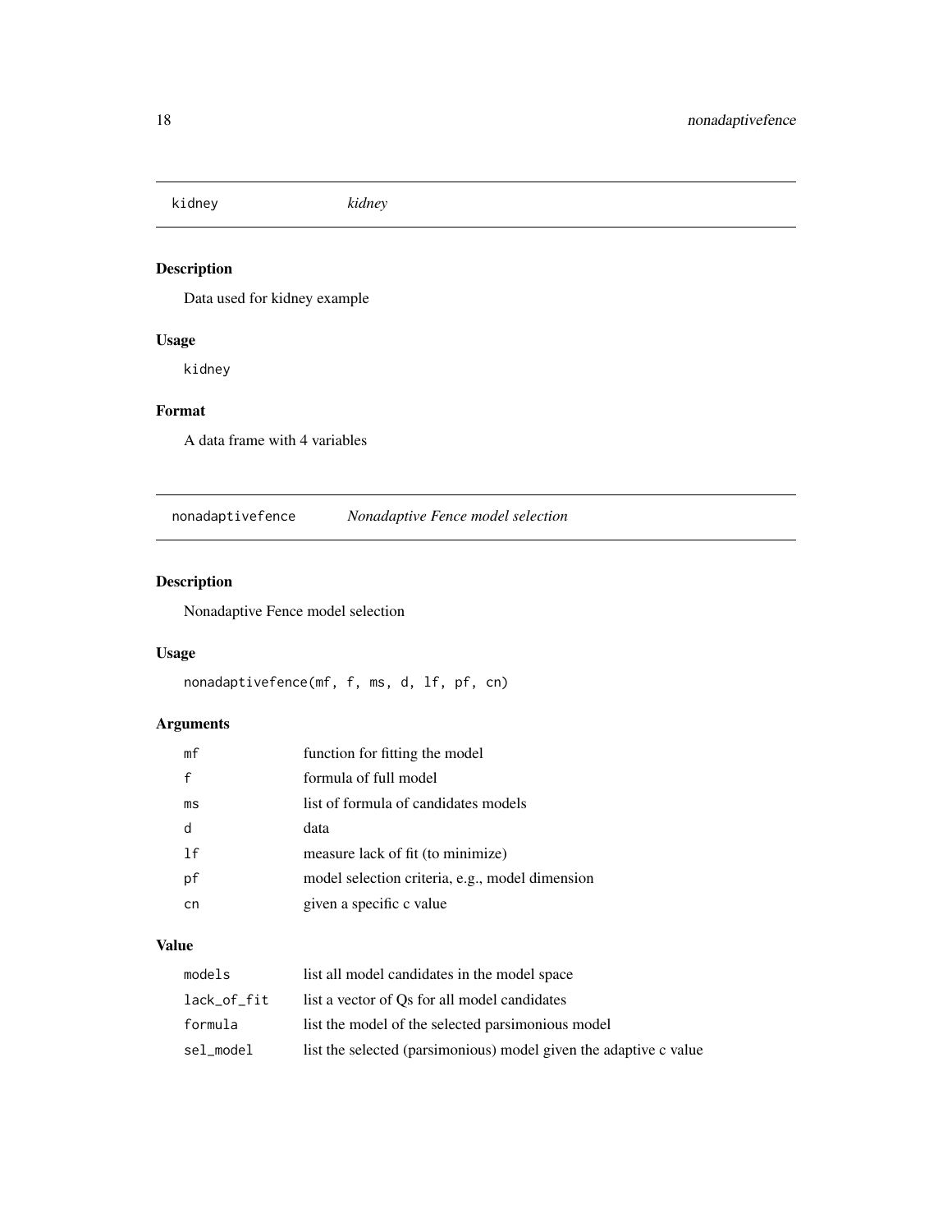## kidney *kidney*

### Description

Data used for kidney example

### Usage

```
kidney
```

### Format

A data frame with 4 variables

## nonadaptivefence *Nonadaptive Fence model selection*

### Description

Nonadaptive Fence model selection

### Usage

```
nonadaptivefence(mf, f, ms, d, lf, pf, cn)
```

### Arguments

| | |
|---|---|
| mf | function for fitting the model |
| f | formula of full model |
| ms | list of formula of candidates models |
| d | data |
| lf | measure lack of fit (to minimize) |
| pf | model selection criteria, e.g., model dimension |
| cn | given a specific c value |

### Value

| | |
|---|---|
| models | list all model candidates in the model space |
| lack_of_fit | list a vector of Qs for all model candidates |
| formula | list the model of the selected parsimonious model |
| sel_model | list the selected (parsimonious) model given the adaptive c value |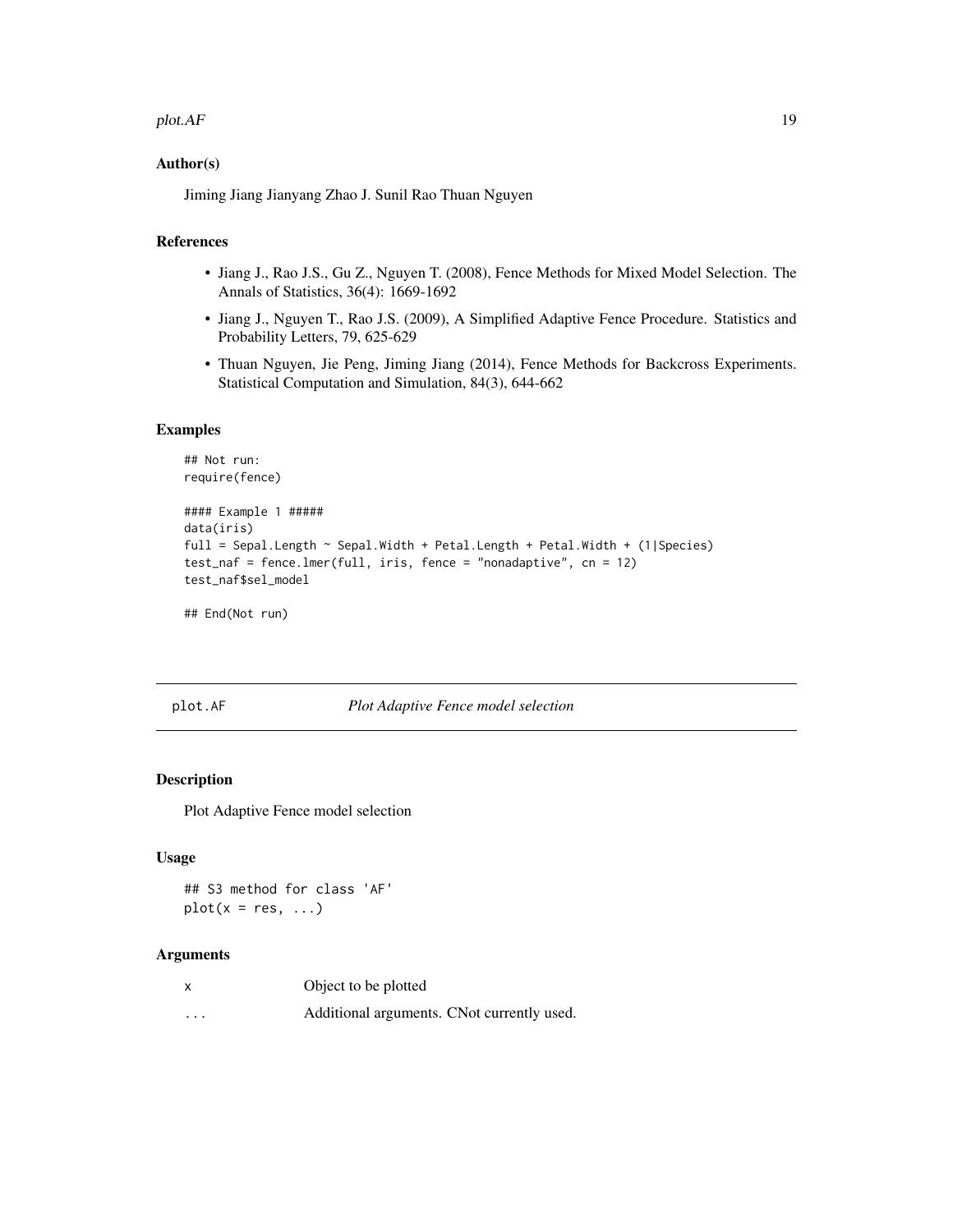### Author(s)

Jiming Jiang Jianyang Zhao J. Sunil Rao Thuan Nguyen

### References

- Jiang J., Rao J.S., Gu Z., Nguyen T. (2008), Fence Methods for Mixed Model Selection. The Annals of Statistics, 36(4): 1669-1692
- Jiang J., Nguyen T., Rao J.S. (2009), A Simplified Adaptive Fence Procedure. Statistics and Probability Letters, 79, 625-629
- Thuan Nguyen, Jie Peng, Jiming Jiang (2014), Fence Methods for Backcross Experiments. Statistical Computation and Simulation, 84(3), 644-662

### Examples

```
## Not run:
require(fence)

#### Example 1 #####
data(iris)
full = Sepal.Length ~ Sepal.Width + Petal.Length + Petal.Width + (1|Species)
test_naf = fence.lmer(full, iris, fence = "nonadaptive", cn = 12)
test_naf$sel_model

## End(Not run)
```

---

## plot.AF *Plot Adaptive Fence model selection*

### Description

Plot Adaptive Fence model selection

### Usage

```
## S3 method for class 'AF'
plot(x = res, ...)
```

### Arguments

| | |
|---|---|
| x | Object to be plotted |
| ... | Additional arguments. CNot currently used. |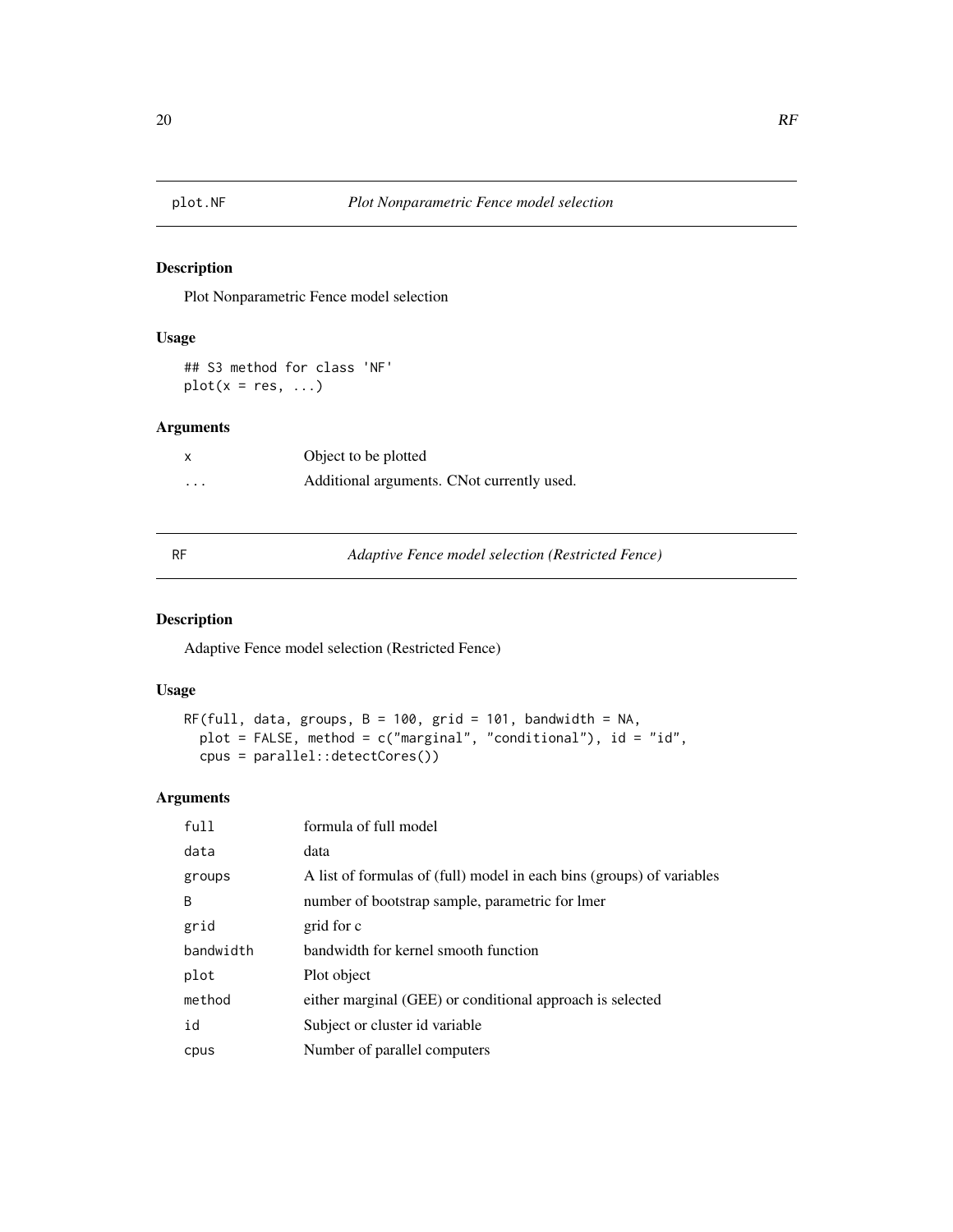## plot.NF *Plot Nonparametric Fence model selection*

### Description

Plot Nonparametric Fence model selection

### Usage

```
## S3 method for class 'NF'
plot(x = res, ...)
```

### Arguments

| | |
|---|---|
| x | Object to be plotted |
| ... | Additional arguments. CNot currently used. |

## RF *Adaptive Fence model selection (Restricted Fence)*

### Description

Adaptive Fence model selection (Restricted Fence)

### Usage

```
RF(full, data, groups, B = 100, grid = 101, bandwidth = NA,
  plot = FALSE, method = c("marginal", "conditional"), id = "id",
  cpus = parallel::detectCores())
```

### Arguments

| | |
|---|---|
| full | formula of full model |
| data | data |
| groups | A list of formulas of (full) model in each bins (groups) of variables |
| B | number of bootstrap sample, parametric for lmer |
| grid | grid for c |
| bandwidth | bandwidth for kernel smooth function |
| plot | Plot object |
| method | either marginal (GEE) or conditional approach is selected |
| id | Subject or cluster id variable |
| cpus | Number of parallel computers |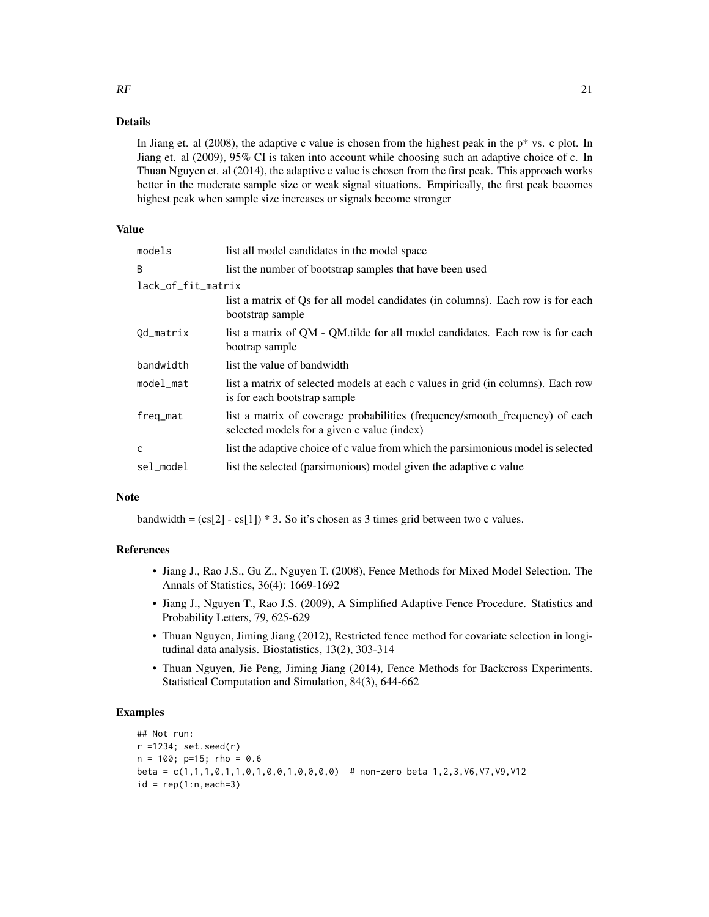## Details

In Jiang et. al (2008), the adaptive c value is chosen from the highest peak in the p* vs. c plot. In Jiang et. al (2009), 95% CI is taken into account while choosing such an adaptive choice of c. In Thuan Nguyen et. al (2014), the adaptive c value is chosen from the first peak. This approach works better in the moderate sample size or weak signal situations. Empirically, the first peak becomes highest peak when sample size increases or signals become stronger

## Value

| | |
|---|---|
| `models` | list all model candidates in the model space |
| `B` | list the number of bootstrap samples that have been used |
| `lack_of_fit_matrix` | list a matrix of Qs for all model candidates (in columns). Each row is for each bootstrap sample |
| `Qd_matrix` | list a matrix of QM - QM.tilde for all model candidates. Each row is for each bootrap sample |
| `bandwidth` | list the value of bandwidth |
| `model_mat` | list a matrix of selected models at each c values in grid (in columns). Each row is for each bootstrap sample |
| `freq_mat` | list a matrix of coverage probabilities (frequency/smooth_frequency) of each selected models for a given c value (index) |
| `c` | list the adaptive choice of c value from which the parsimonious model is selected |
| `sel_model` | list the selected (parsimonious) model given the adaptive c value |

## Note

bandwidth = (cs[2] - cs[1]) * 3. So it's chosen as 3 times grid between two c values.

## References

- Jiang J., Rao J.S., Gu Z., Nguyen T. (2008), Fence Methods for Mixed Model Selection. The Annals of Statistics, 36(4): 1669-1692
- Jiang J., Nguyen T., Rao J.S. (2009), A Simplified Adaptive Fence Procedure. Statistics and Probability Letters, 79, 625-629
- Thuan Nguyen, Jiming Jiang (2012), Restricted fence method for covariate selection in longitudinal data analysis. Biostatistics, 13(2), 303-314
- Thuan Nguyen, Jie Peng, Jiming Jiang (2014), Fence Methods for Backcross Experiments. Statistical Computation and Simulation, 84(3), 644-662

## Examples

```
## Not run:
r =1234; set.seed(r)
n = 100; p=15; rho = 0.6
beta = c(1,1,1,0,1,1,0,1,0,0,1,0,0,0,0)  # non-zero beta 1,2,3,V6,V7,V9,V12
id = rep(1:n,each=3)
```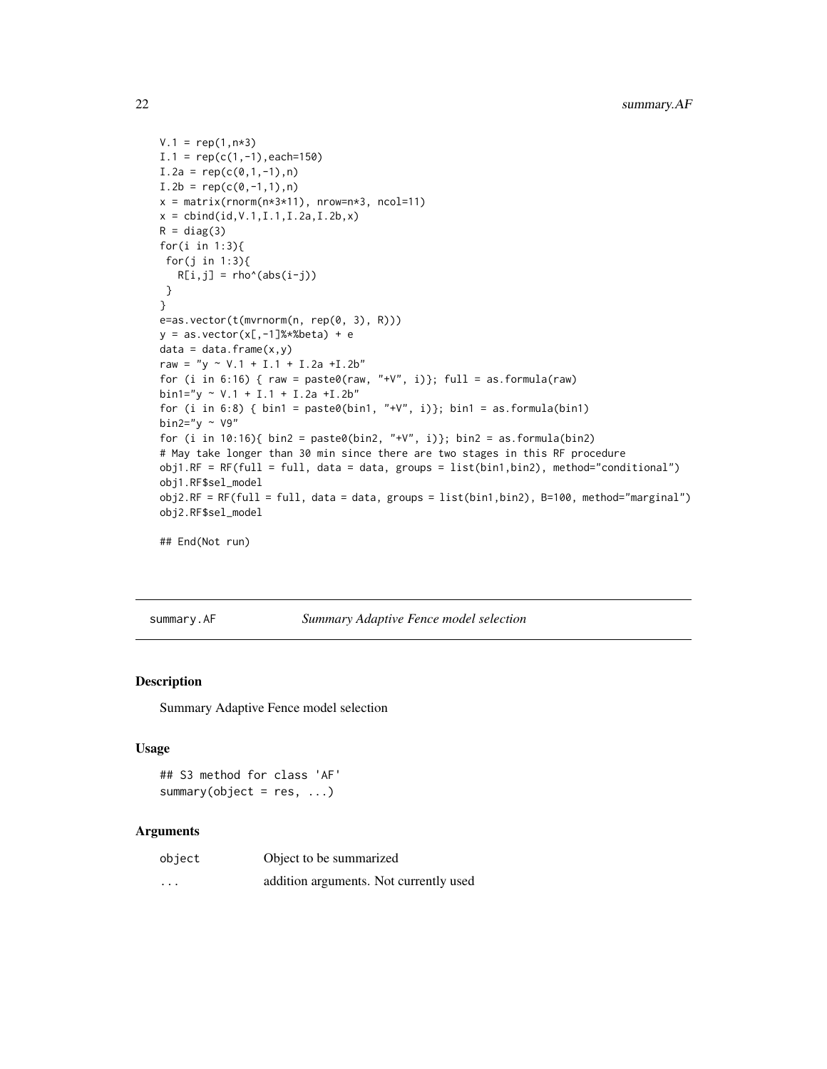```
V.1 = rep(1,n*3)
I.1 = rep(c(1,-1),each=150)
I.2a = rep(c(0,1,-1),n)
I.2b = rep(c(0,-1,1),n)
x = matrix(rnorm(n*3*11), nrow=n*3, ncol=11)
x = cbind(id,V.1,I.1,I.2a,I.2b,x)
R = diag(3)
for(i in 1:3){
 for(j in 1:3){
   R[i,j] = rho^(abs(i-j))
 }
}
e=as.vector(t(mvrnorm(n, rep(0, 3), R)))
y = as.vector(x[,-1]%*%beta) + e
data = data.frame(x,y)
raw = "y ~ V.1 + I.1 + I.2a +I.2b"
for (i in 6:16) { raw = paste0(raw, "+V", i)}; full = as.formula(raw)
bin1="y ~ V.1 + I.1 + I.2a +I.2b"
for (i in 6:8) { bin1 = paste0(bin1, "+V", i)}; bin1 = as.formula(bin1)
bin2="y ~ V9"
for (i in 10:16){ bin2 = paste0(bin2, "+V", i)}; bin2 = as.formula(bin2)
# May take longer than 30 min since there are two stages in this RF procedure
obj1.RF = RF(full = full, data = data, groups = list(bin1,bin2), method="conditional")
obj1.RF$sel_model
obj2.RF = RF(full = full, data = data, groups = list(bin1,bin2), B=100, method="marginal")
obj2.RF$sel_model

## End(Not run)
```

---

summary.AF — *Summary Adaptive Fence model selection*

---

### Description

Summary Adaptive Fence model selection

### Usage

```
## S3 method for class 'AF'
summary(object = res, ...)
```

### Arguments

| | |
|---|---|
| object | Object to be summarized |
| ... | addition arguments. Not currently used |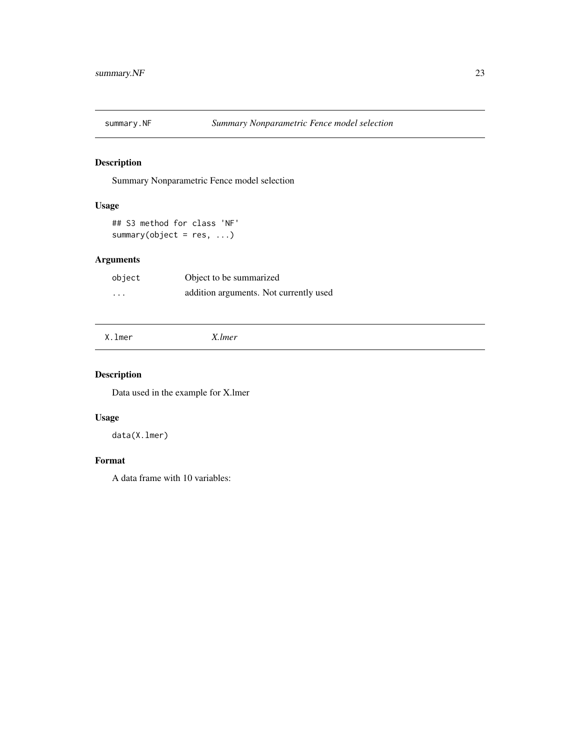## summary.NF — *Summary Nonparametric Fence model selection*

### Description

Summary Nonparametric Fence model selection

### Usage

```
## S3 method for class 'NF'
summary(object = res, ...)
```

### Arguments

| | |
|---|---|
| object | Object to be summarized |
| ... | addition arguments. Not currently used |

## X.lmer — *X.lmer*

### Description

Data used in the example for X.lmer

### Usage

```
data(X.lmer)
```

### Format

A data frame with 10 variables: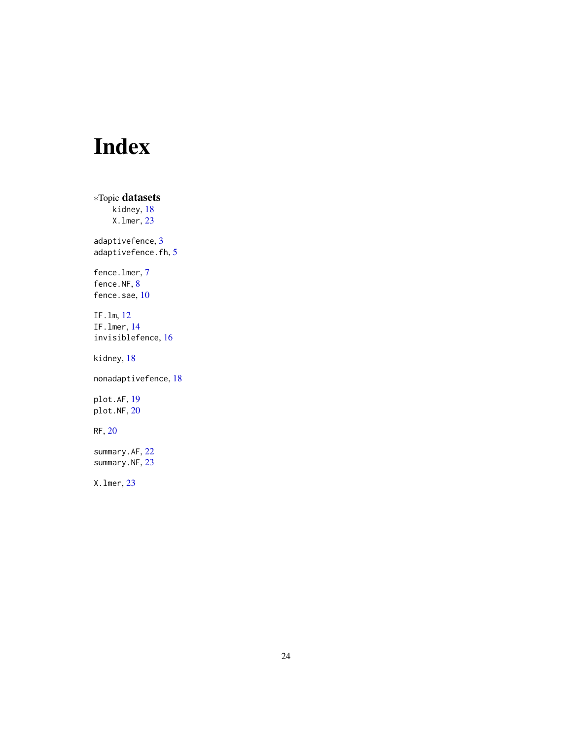# Index

*Topic **datasets**
    kidney, 18
    X.lmer, 23

adaptivefence, 3
adaptivefence.fh, 5

fence.lmer, 7
fence.NF, 8
fence.sae, 10

IF.lm, 12
IF.lmer, 14
invisiblefence, 16

kidney, 18

nonadaptivefence, 18

plot.AF, 19
plot.NF, 20

RF, 20

summary.AF, 22
summary.NF, 23

X.lmer, 23